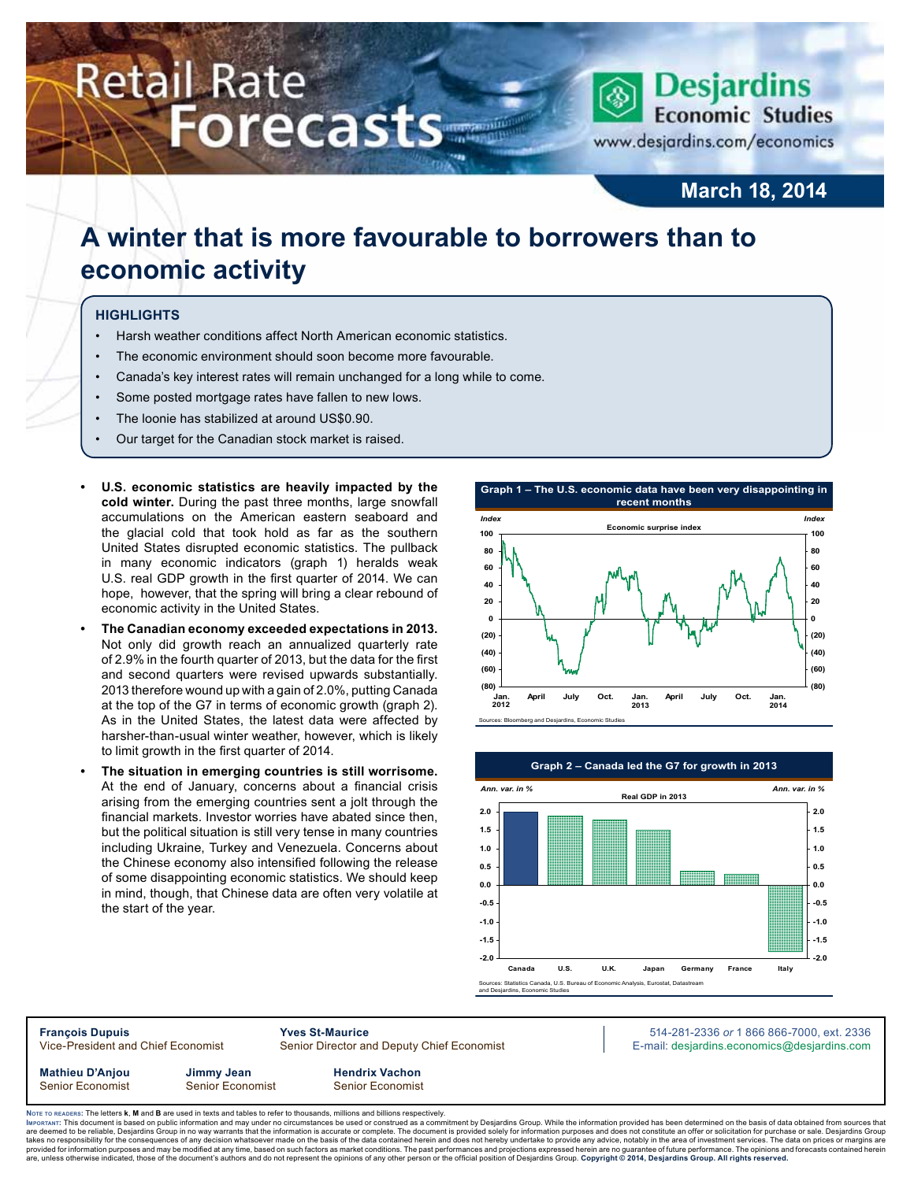# Retail Rate Forecasts

Desjardins Economic Studies
www.desjardins.com/economics

**March 18, 2014**

# A winter that is more favourable to borrowers than to economic activity

## HIGHLIGHTS

- Harsh weather conditions affect North American economic statistics.
- The economic environment should soon become more favourable.
- Canada's key interest rates will remain unchanged for a long while to come.
- Some posted mortgage rates have fallen to new lows.
- The loonie has stabilized at around US$0.90.
- Our target for the Canadian stock market is raised.

- **U.S. economic statistics are heavily impacted by the cold winter.** During the past three months, large snowfall accumulations on the American eastern seaboard and the glacial cold that took hold as far as the southern United States disrupted economic statistics. The pullback in many economic indicators (graph 1) heralds weak U.S. real GDP growth in the first quarter of 2014. We can hope, however, that the spring will bring a clear rebound of economic activity in the United States.
- **The Canadian economy exceeded expectations in 2013.** Not only did growth reach an annualized quarterly rate of 2.9% in the fourth quarter of 2013, but the data for the first and second quarters were revised upwards substantially. 2013 therefore wound up with a gain of 2.0%, putting Canada at the top of the G7 in terms of economic growth (graph 2). As in the United States, the latest data were affected by harsher-than-usual winter weather, however, which is likely to limit growth in the first quarter of 2014.
- **The situation in emerging countries is still worrisome.** At the end of January, concerns about a financial crisis arising from the emerging countries sent a jolt through the financial markets. Investor worries have abated since then, but the political situation is still very tense in many countries including Ukraine, Turkey and Venezuela. Concerns about the Chinese economy also intensified following the release of some disappointing economic statistics. We should keep in mind, though, that Chinese data are often very volatile at the start of the year.

**Graph 1 – The U.S. economic data have been very disappointing in recent months**

Sources: Bloomberg and Desjardins, Economic Studies

**Graph 2 – Canada led the G7 for growth in 2013**

Sources: Statistics Canada, U.S. Bureau of Economic Analysis, Eurostat, Datastream and Desjardins, Economic Studies

**François Dupuis**
Vice-President and Chief Economist

**Yves St-Maurice**
Senior Director and Deputy Chief Economist

514-281-2336 *or* 1 866 866-7000, ext. 2336
E-mail: desjardins.economics@desjardins.com

**Mathieu D'Anjou**
Senior Economist

**Jimmy Jean**
Senior Economist

**Hendrix Vachon**
Senior Economist

Note to readers: The letters **k**, **M** and **B** are used in texts and tables to refer to thousands, millions and billions respectively.
Important: This document is based on public information and may under no circumstances be used or construed as a commitment by Desjardins Group. While the information provided has been determined on the basis of data obtained from sources that are deemed to be reliable, Desjardins Group in no way warrants that the information is accurate or complete. The document is provided solely for information purposes and does not constitute an offer or solicitation for purchase or sale. Desjardins Group takes no responsibility for the consequences of any decision whatsoever made on the basis of the data contained herein and does not hereby undertake to provide any advice, notably in the area of investment services. The data on prices or margins are provided for information purposes and may be modified at any time, based on such factors as market conditions. The past performances and projections expressed herein are no guarantee of future performance. The opinions and forecasts contained herein are, unless otherwise indicated, those of the document's authors and do not represent the opinions of any other person or the official position of Desjardins Group. **Copyright © 2014, Desjardins Group. All rights reserved.**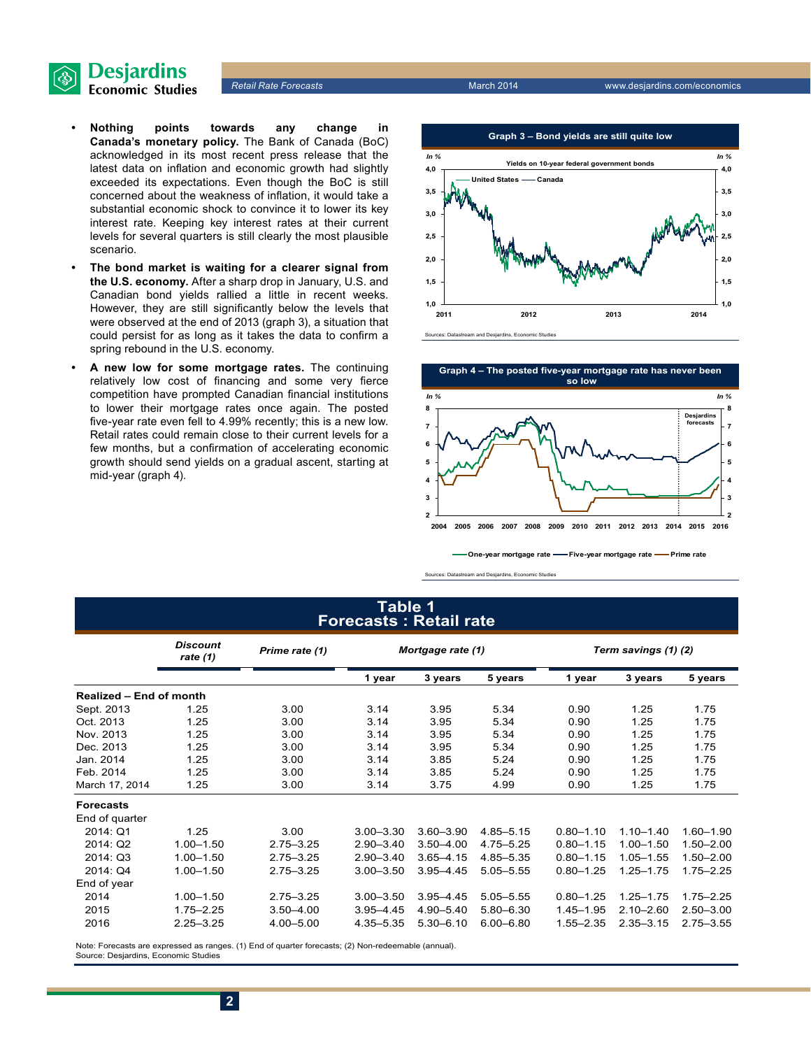- **Nothing points towards any change in Canada's monetary policy.** The Bank of Canada (BoC) acknowledged in its most recent press release that the latest data on inflation and economic growth had slightly exceeded its expectations. Even though the BoC is still concerned about the weakness of inflation, it would take a substantial economic shock to convince it to lower its key interest rate. Keeping key interest rates at their current levels for several quarters is still clearly the most plausible scenario.
- **The bond market is waiting for a clearer signal from the U.S. economy.** After a sharp drop in January, U.S. and Canadian bond yields rallied a little in recent weeks. However, they are still significantly below the levels that were observed at the end of 2013 (graph 3), a situation that could persist for as long as it takes the data to confirm a spring rebound in the U.S. economy.
- **A new low for some mortgage rates.** The continuing relatively low cost of financing and some very fierce competition have prompted Canadian financial institutions to lower their mortgage rates once again. The posted five-year rate even fell to 4.99% recently; this is a new low. Retail rates could remain close to their current levels for a few months, but a confirmation of accelerating economic growth should send yields on a gradual ascent, starting at mid-year (graph 4).

**Graph 3 – Bond yields are still quite low**

Yields on 10-year federal government bonds

Sources: Datastream and Desjardins, Economic Studies

**Graph 4 – The posted five-year mortgage rate has never been so low**

Sources: Datastream and Desjardins, Economic Studies

## Table 1
## Forecasts : Retail rate

| | Discount rate (1) | Prime rate (1) | Mortgage rate (1) | | | Term savings (1) (2) | | |
|---|---|---|---|---|---|---|---|---|
| | | | 1 year | 3 years | 5 years | 1 year | 3 years | 5 years |
| **Realized – End of month** | | | | | | | | |
| Sept. 2013 | 1.25 | 3.00 | 3.14 | 3.95 | 5.34 | 0.90 | 1.25 | 1.75 |
| Oct. 2013 | 1.25 | 3.00 | 3.14 | 3.95 | 5.34 | 0.90 | 1.25 | 1.75 |
| Nov. 2013 | 1.25 | 3.00 | 3.14 | 3.95 | 5.34 | 0.90 | 1.25 | 1.75 |
| Dec. 2013 | 1.25 | 3.00 | 3.14 | 3.95 | 5.34 | 0.90 | 1.25 | 1.75 |
| Jan. 2014 | 1.25 | 3.00 | 3.14 | 3.85 | 5.24 | 0.90 | 1.25 | 1.75 |
| Feb. 2014 | 1.25 | 3.00 | 3.14 | 3.85 | 5.24 | 0.90 | 1.25 | 1.75 |
| March 17, 2014 | 1.25 | 3.00 | 3.14 | 3.75 | 4.99 | 0.90 | 1.25 | 1.75 |
| **Forecasts** | | | | | | | | |
| End of quarter | | | | | | | | |
| 2014: Q1 | 1.25 | 3.00 | 3.00–3.30 | 3.60–3.90 | 4.85–5.15 | 0.80–1.10 | 1.10–1.40 | 1.60–1.90 |
| 2014: Q2 | 1.00–1.50 | 2.75–3.25 | 2.90–3.40 | 3.50–4.00 | 4.75–5.25 | 0.80–1.15 | 1.00–1.50 | 1.50–2.00 |
| 2014: Q3 | 1.00–1.50 | 2.75–3.25 | 2.90–3.40 | 3.65–4.15 | 4.85–5.35 | 0.80–1.15 | 1.05–1.55 | 1.50–2.00 |
| 2014: Q4 | 1.00–1.50 | 2.75–3.25 | 3.00–3.50 | 3.95–4.45 | 5.05–5.55 | 0.80–1.25 | 1.25–1.75 | 1.75–2.25 |
| End of year | | | | | | | | |
| 2014 | 1.00–1.50 | 2.75–3.25 | 3.00–3.50 | 3.95–4.45 | 5.05–5.55 | 0.80–1.25 | 1.25–1.75 | 1.75–2.25 |
| 2015 | 1.75–2.25 | 3.50–4.00 | 3.95–4.45 | 4.90–5.40 | 5.80–6.30 | 1.45–1.95 | 2.10–2.60 | 2.50–3.00 |
| 2016 | 2.25–3.25 | 4.00–5.00 | 4.35–5.35 | 5.30–6.10 | 6.00–6.80 | 1.55–2.35 | 2.35–3.15 | 2.75–3.55 |

Note: Forecasts are expressed as ranges. (1) End of quarter forecasts; (2) Non-redeemable (annual).
Source: Desjardins, Economic Studies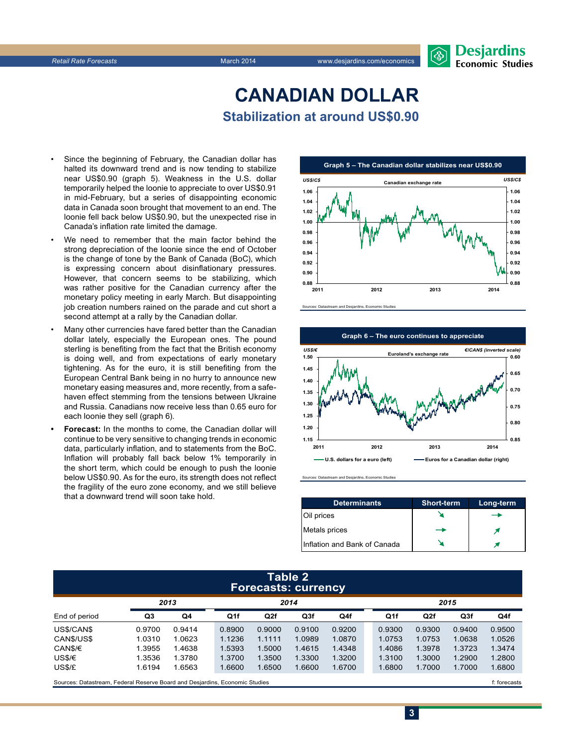# CANADIAN DOLLAR

## Stabilization at around US$0.90

- Since the beginning of February, the Canadian dollar has halted its downward trend and is now tending to stabilize near US$0.90 (graph 5). Weakness in the U.S. dollar temporarily helped the loonie to appreciate to over US$0.91 in mid-February, but a series of disappointing economic data in Canada soon brought that movement to an end. The loonie fell back below US$0.90, but the unexpected rise in Canada's inflation rate limited the damage.
- We need to remember that the main factor behind the strong depreciation of the loonie since the end of October is the change of tone by the Bank of Canada (BoC), which is expressing concern about disinflationary pressures. However, that concern seems to be stabilizing, which was rather positive for the Canadian currency after the monetary policy meeting in early March. But disappointing job creation numbers rained on the parade and cut short a second attempt at a rally by the Canadian dollar.
- Many other currencies have fared better than the Canadian dollar lately, especially the European ones. The pound sterling is benefiting from the fact that the British economy is doing well, and from expectations of early monetary tightening. As for the euro, it is still benefiting from the European Central Bank being in no hurry to announce new monetary easing measures and, more recently, from a safe-haven effect stemming from the tensions between Ukraine and Russia. Canadians now receive less than 0.65 euro for each loonie they sell (graph 6).
- **Forecast:** In the months to come, the Canadian dollar will continue to be very sensitive to changing trends in economic data, particularly inflation, and to statements from the BoC. Inflation will probably fall back below 1% temporarily in the short term, which could be enough to push the loonie below US$0.90. As for the euro, its strength does not reflect the fragility of the euro zone economy, and we still believe that a downward trend will soon take hold.

**Graph 5 – The Canadian dollar stabilizes near US$0.90**

Sources: Datastream and Desjardins, Economic Studies

**Graph 6 – The euro continues to appreciate**

Sources: Datastream and Desjardins, Economic Studies

| Determinants | Short-term | Long-term |
|---|---|---|
| Oil prices | ↘ | → |
| Metals prices | → | ↗ |
| Inflation and Bank of Canada | ↘ | ↗ |

**Table 2**
**Forecasts: currency**

| End of period | 2013 Q3 | 2013 Q4 | 2014 Q1f | 2014 Q2f | 2014 Q3f | 2014 Q4f | 2015 Q1f | 2015 Q2f | 2015 Q3f | 2015 Q4f |
|---|---|---|---|---|---|---|---|---|---|---|
| US$/CAN$ | 0.9700 | 0.9414 | 0.8900 | 0.9000 | 0.9100 | 0.9200 | 0.9300 | 0.9300 | 0.9400 | 0.9500 |
| CAN$/US$ | 1.0310 | 1.0623 | 1.1236 | 1.1111 | 1.0989 | 1.0870 | 1.0753 | 1.0753 | 1.0638 | 1.0526 |
| CAN$/€ | 1.3955 | 1.4638 | 1.5393 | 1.5000 | 1.4615 | 1.4348 | 1.4086 | 1.3978 | 1.3723 | 1.3474 |
| US$/€ | 1.3536 | 1.3780 | 1.3700 | 1.3500 | 1.3300 | 1.3200 | 1.3100 | 1.3000 | 1.2900 | 1.2800 |
| US$/£ | 1.6194 | 1.6563 | 1.6600 | 1.6500 | 1.6600 | 1.6700 | 1.6800 | 1.7000 | 1.7000 | 1.6800 |

Sources: Datastream, Federal Reserve Board and Desjardins, Economic Studies

f: forecasts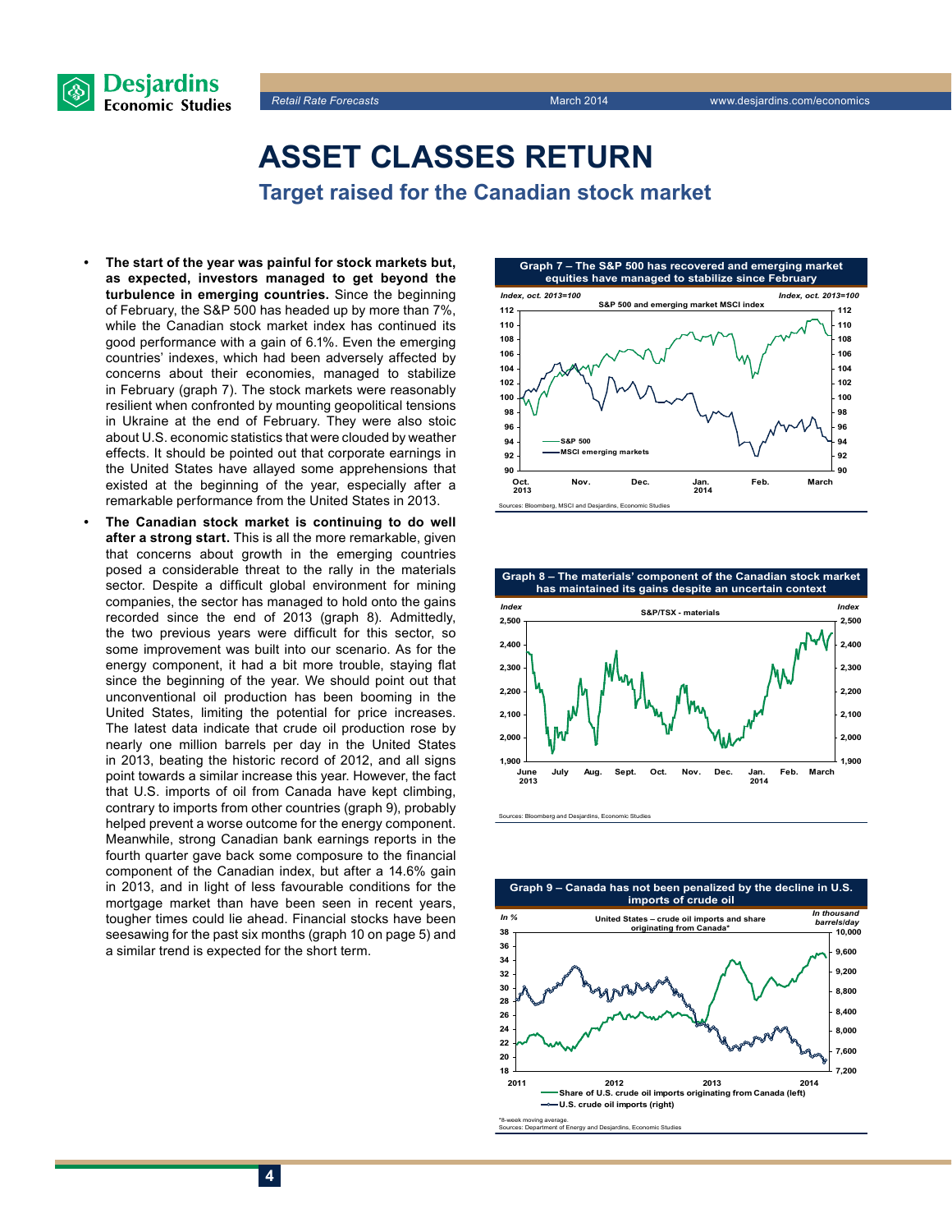# ASSET CLASSES RETURN

## Target raised for the Canadian stock market

- **The start of the year was painful for stock markets but, as expected, investors managed to get beyond the turbulence in emerging countries.** Since the beginning of February, the S&P 500 has headed up by more than 7%, while the Canadian stock market index has continued its good performance with a gain of 6.1%. Even the emerging countries' indexes, which had been adversely affected by concerns about their economies, managed to stabilize in February (graph 7). The stock markets were reasonably resilient when confronted by mounting geopolitical tensions in Ukraine at the end of February. They were also stoic about U.S. economic statistics that were clouded by weather effects. It should be pointed out that corporate earnings in the United States have allayed some apprehensions that existed at the beginning of the year, especially after a remarkable performance from the United States in 2013.
- **The Canadian stock market is continuing to do well after a strong start.** This is all the more remarkable, given that concerns about growth in the emerging countries posed a considerable threat to the rally in the materials sector. Despite a difficult global environment for mining companies, the sector has managed to hold onto the gains recorded since the end of 2013 (graph 8). Admittedly, the two previous years were difficult for this sector, so some improvement was built into our scenario. As for the energy component, it had a bit more trouble, staying flat since the beginning of the year. We should point out that unconventional oil production has been booming in the United States, limiting the potential for price increases. The latest data indicate that crude oil production rose by nearly one million barrels per day in the United States in 2013, beating the historic record of 2012, and all signs point towards a similar increase this year. However, the fact that U.S. imports of oil from Canada have kept climbing, contrary to imports from other countries (graph 9), probably helped prevent a worse outcome for the energy component. Meanwhile, strong Canadian bank earnings reports in the fourth quarter gave back some composure to the financial component of the Canadian index, but after a 14.6% gain in 2013, and in light of less favourable conditions for the mortgage market than have been seen in recent years, tougher times could lie ahead. Financial stocks have been seesawing for the past six months (graph 10 on page 5) and a similar trend is expected for the short term.

**Graph 7 – The S&P 500 has recovered and emerging market equities have managed to stabilize since February**

S&P 500 and emerging market MSCI index (Index, oct. 2013=100)

Sources: Bloomberg, MSCI and Desjardins, Economic Studies

**Graph 8 – The materials' component of the Canadian stock market has maintained its gains despite an uncertain context**

S&P/TSX - materials (Index)

Sources: Bloomberg and Desjardins, Economic Studies

**Graph 9 – Canada has not been penalized by the decline in U.S. imports of crude oil**

United States – crude oil imports and share originating from Canada*

*8-week moving average.
Sources: Department of Energy and Desjardins, Economic Studies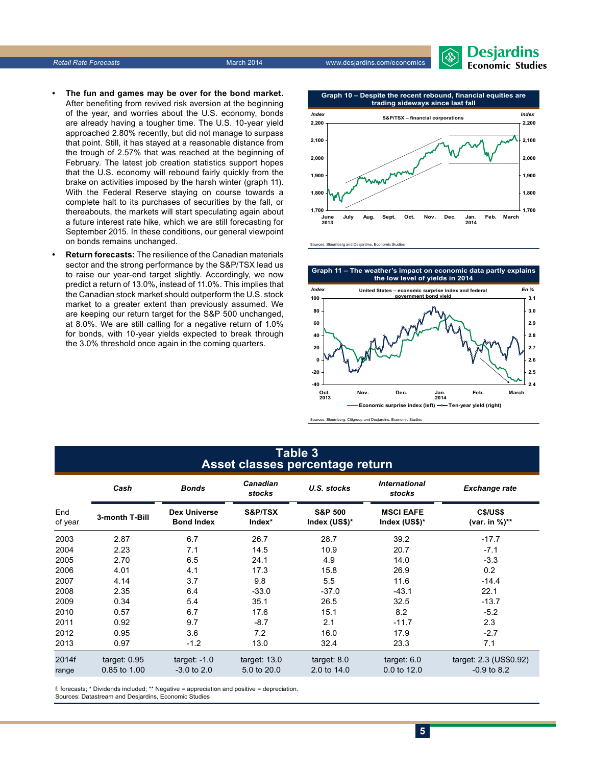- **The fun and games may be over for the bond market.** After benefiting from revived risk aversion at the beginning of the year, and worries about the U.S. economy, bonds are already having a tougher time. The U.S. 10-year yield approached 2.80% recently, but did not manage to surpass that point. Still, it has stayed at a reasonable distance from the trough of 2.57% that was reached at the beginning of February. The latest job creation statistics support hopes that the U.S. economy will rebound fairly quickly from the brake on activities imposed by the harsh winter (graph 11). With the Federal Reserve staying on course towards a complete halt to its purchases of securities by the fall, or thereabouts, the markets will start speculating again about a future interest rate hike, which we are still forecasting for September 2015. In these conditions, our general viewpoint on bonds remains unchanged.
- **Return forecasts:** The resilience of the Canadian materials sector and the strong performance by the S&P/TSX lead us to raise our year-end target slightly. Accordingly, we now predict a return of 13.0%, instead of 11.0%. This implies that the Canadian stock market should outperform the U.S. stock market to a greater extent than previously assumed. We are keeping our return target for the S&P 500 unchanged, at 8.0%. We are still calling for a negative return of 1.0% for bonds, with 10-year yields expected to break through the 3.0% threshold once again in the coming quarters.

**Graph 10 – Despite the recent rebound, financial equities are trading sideways since last fall**

S&P/TSX – financial corporations

Index

2,200
2,100
2,000
1,900
1,800
1,700

June 2013, July, Aug., Sept., Oct., Nov., Dec., Jan. 2014, Feb., March

Sources: Bloomberg and Desjardins, Economic Studies

**Graph 11 – The weather's impact on economic data partly explains the low level of yields in 2014**

United States – economic surprise index and federal government bond yield

Index: 100, 80, 60, 40, 20, 0, -20, -40

En %: 3.1, 3.0, 2.9, 2.8, 2.7, 2.6, 2.5, 2.4

Oct. 2013, Nov., Dec., Jan. 2014, Feb., March

Economic surprise index (left) — Ten-year yield (right)

Sources: Bloomberg, Citigroup and Desjardins, Economic Studies

## Table 3
## Asset classes percentage return

| | Cash | Bonds | Canadian stocks | U.S. stocks | International stocks | Exchange rate |
|---|---|---|---|---|---|---|
| End of year | 3-month T-Bill | Dex Universe Bond Index | S&P/TSX Index* | S&P 500 Index (US$)* | MSCI EAFE Index (US$)* | C$/US$ (var. in %)** |
| 2003 | 2.87 | 6.7 | 26.7 | 28.7 | 39.2 | -17.7 |
| 2004 | 2.23 | 7.1 | 14.5 | 10.9 | 20.7 | -7.1 |
| 2005 | 2.70 | 6.5 | 24.1 | 4.9 | 14.0 | -3.3 |
| 2006 | 4.01 | 4.1 | 17.3 | 15.8 | 26.9 | 0.2 |
| 2007 | 4.14 | 3.7 | 9.8 | 5.5 | 11.6 | -14.4 |
| 2008 | 2.35 | 6.4 | -33.0 | -37.0 | -43.1 | 22.1 |
| 2009 | 0.34 | 5.4 | 35.1 | 26.5 | 32.5 | -13.7 |
| 2010 | 0.57 | 6.7 | 17.6 | 15.1 | 8.2 | -5.2 |
| 2011 | 0.92 | 9.7 | -8.7 | 2.1 | -11.7 | 2.3 |
| 2012 | 0.95 | 3.6 | 7.2 | 16.0 | 17.9 | -2.7 |
| 2013 | 0.97 | -1.2 | 13.0 | 32.4 | 23.3 | 7.1 |
| 2014f | target: 0.95 | target: -1.0 | target: 13.0 | target: 8.0 | target: 6.0 | target: 2.3 (US$0.92) |
| range | 0.85 to 1.00 | -3.0 to 2.0 | 5.0 to 20.0 | 2.0 to 14.0 | 0.0 to 12.0 | -0.9 to 8.2 |

f: forecasts; * Dividends included; ** Negative = appreciation and positive = depreciation.
Sources: Datastream and Desjardins, Economic Studies